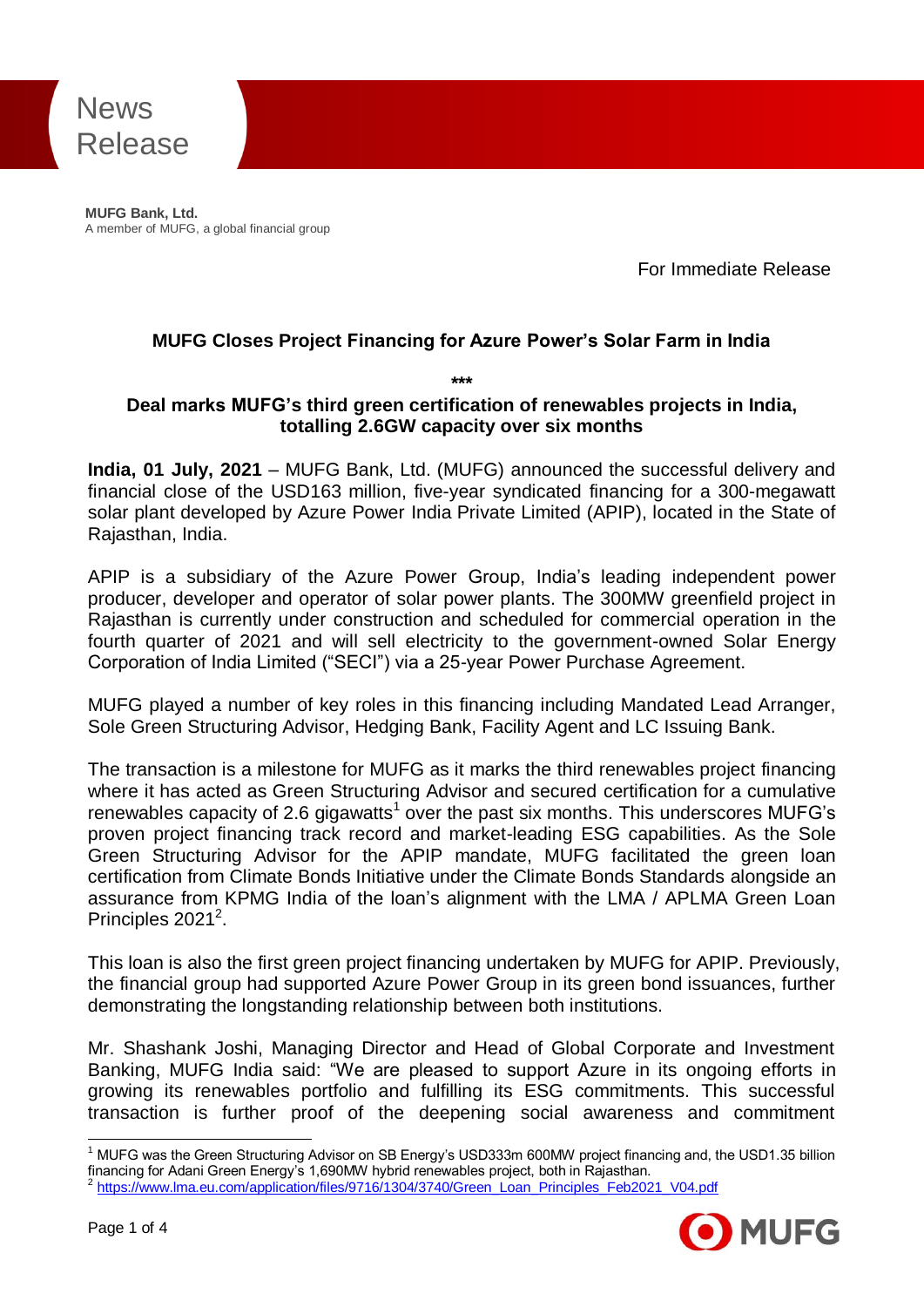News Release

**MUFG Bank, Ltd.**
A member of MUFG, a global financial group

For Immediate Release

# MUFG Closes Project Financing for Azure Power's Solar Farm in India

***

## Deal marks MUFG's third green certification of renewables projects in India, totalling 2.6GW capacity over six months

**India, 01 July, 2021** – MUFG Bank, Ltd. (MUFG) announced the successful delivery and financial close of the USD163 million, five-year syndicated financing for a 300-megawatt solar plant developed by Azure Power India Private Limited (APIP), located in the State of Rajasthan, India.

APIP is a subsidiary of the Azure Power Group, India's leading independent power producer, developer and operator of solar power plants. The 300MW greenfield project in Rajasthan is currently under construction and scheduled for commercial operation in the fourth quarter of 2021 and will sell electricity to the government-owned Solar Energy Corporation of India Limited ("SECI") via a 25-year Power Purchase Agreement.

MUFG played a number of key roles in this financing including Mandated Lead Arranger, Sole Green Structuring Advisor, Hedging Bank, Facility Agent and LC Issuing Bank.

The transaction is a milestone for MUFG as it marks the third renewables project financing where it has acted as Green Structuring Advisor and secured certification for a cumulative renewables capacity of 2.6 gigawatts[1] over the past six months. This underscores MUFG's proven project financing track record and market-leading ESG capabilities. As the Sole Green Structuring Advisor for the APIP mandate, MUFG facilitated the green loan certification from Climate Bonds Initiative under the Climate Bonds Standards alongside an assurance from KPMG India of the loan's alignment with the LMA / APLMA Green Loan Principles 2021[2].

This loan is also the first green project financing undertaken by MUFG for APIP. Previously, the financial group had supported Azure Power Group in its green bond issuances, further demonstrating the longstanding relationship between both institutions.

Mr. Shashank Joshi, Managing Director and Head of Global Corporate and Investment Banking, MUFG India said: "We are pleased to support Azure in its ongoing efforts in growing its renewables portfolio and fulfilling its ESG commitments. This successful transaction is further proof of the deepening social awareness and commitment

---

[1] MUFG was the Green Structuring Advisor on SB Energy's USD333m 600MW project financing and, the USD1.35 billion financing for Adani Green Energy's 1,690MW hybrid renewables project, both in Rajasthan.

[2] https://www.lma.eu.com/application/files/9716/1304/3740/Green_Loan_Principles_Feb2021_V04.pdf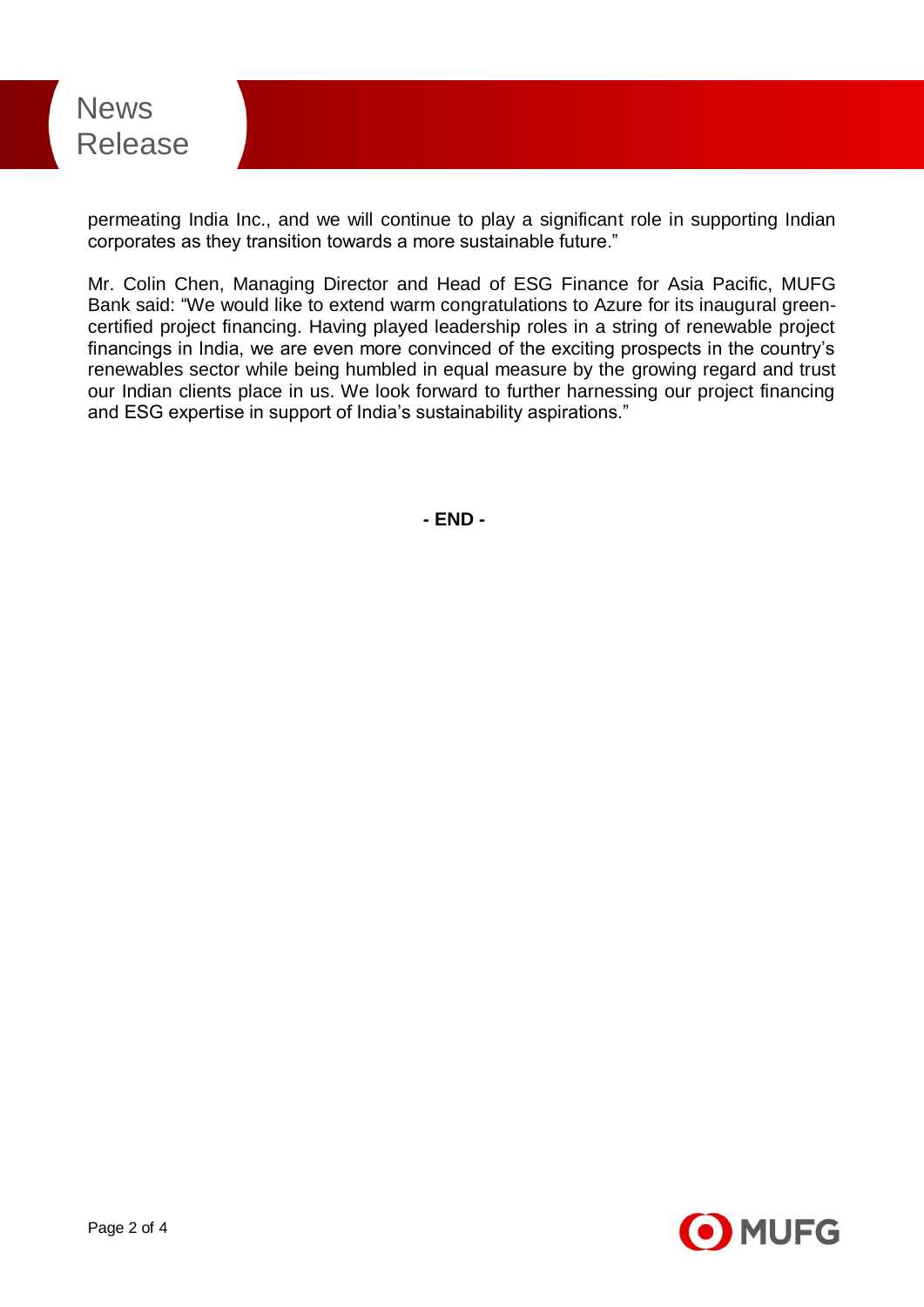permeating India Inc., and we will continue to play a significant role in supporting Indian corporates as they transition towards a more sustainable future."

Mr. Colin Chen, Managing Director and Head of ESG Finance for Asia Pacific, MUFG Bank said: "We would like to extend warm congratulations to Azure for its inaugural green-certified project financing. Having played leadership roles in a string of renewable project financings in India, we are even more convinced of the exciting prospects in the country's renewables sector while being humbled in equal measure by the growing regard and trust our Indian clients place in us. We look forward to further harnessing our project financing and ESG expertise in support of India's sustainability aspirations."

**- END -**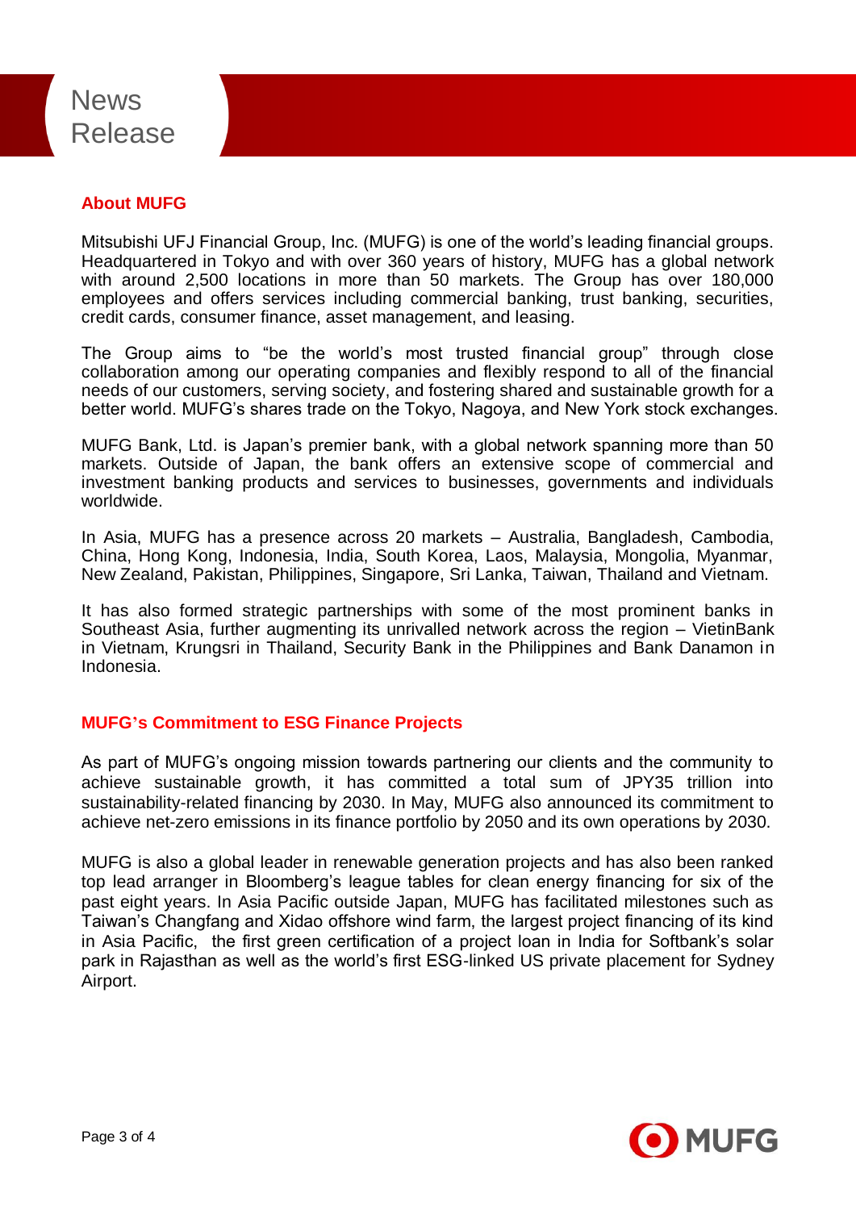## About MUFG

Mitsubishi UFJ Financial Group, Inc. (MUFG) is one of the world's leading financial groups. Headquartered in Tokyo and with over 360 years of history, MUFG has a global network with around 2,500 locations in more than 50 markets. The Group has over 180,000 employees and offers services including commercial banking, trust banking, securities, credit cards, consumer finance, asset management, and leasing.

The Group aims to "be the world's most trusted financial group" through close collaboration among our operating companies and flexibly respond to all of the financial needs of our customers, serving society, and fostering shared and sustainable growth for a better world. MUFG's shares trade on the Tokyo, Nagoya, and New York stock exchanges.

MUFG Bank, Ltd. is Japan's premier bank, with a global network spanning more than 50 markets. Outside of Japan, the bank offers an extensive scope of commercial and investment banking products and services to businesses, governments and individuals worldwide.

In Asia, MUFG has a presence across 20 markets – Australia, Bangladesh, Cambodia, China, Hong Kong, Indonesia, India, South Korea, Laos, Malaysia, Mongolia, Myanmar, New Zealand, Pakistan, Philippines, Singapore, Sri Lanka, Taiwan, Thailand and Vietnam.

It has also formed strategic partnerships with some of the most prominent banks in Southeast Asia, further augmenting its unrivalled network across the region – VietinBank in Vietnam, Krungsri in Thailand, Security Bank in the Philippines and Bank Danamon in Indonesia.

## MUFG's Commitment to ESG Finance Projects

As part of MUFG's ongoing mission towards partnering our clients and the community to achieve sustainable growth, it has committed a total sum of JPY35 trillion into sustainability-related financing by 2030. In May, MUFG also announced its commitment to achieve net-zero emissions in its finance portfolio by 2050 and its own operations by 2030.

MUFG is also a global leader in renewable generation projects and has also been ranked top lead arranger in Bloomberg's league tables for clean energy financing for six of the past eight years. In Asia Pacific outside Japan, MUFG has facilitated milestones such as Taiwan's Changfang and Xidao offshore wind farm, the largest project financing of its kind in Asia Pacific, the first green certification of a project loan in India for Softbank's solar park in Rajasthan as well as the world's first ESG-linked US private placement for Sydney Airport.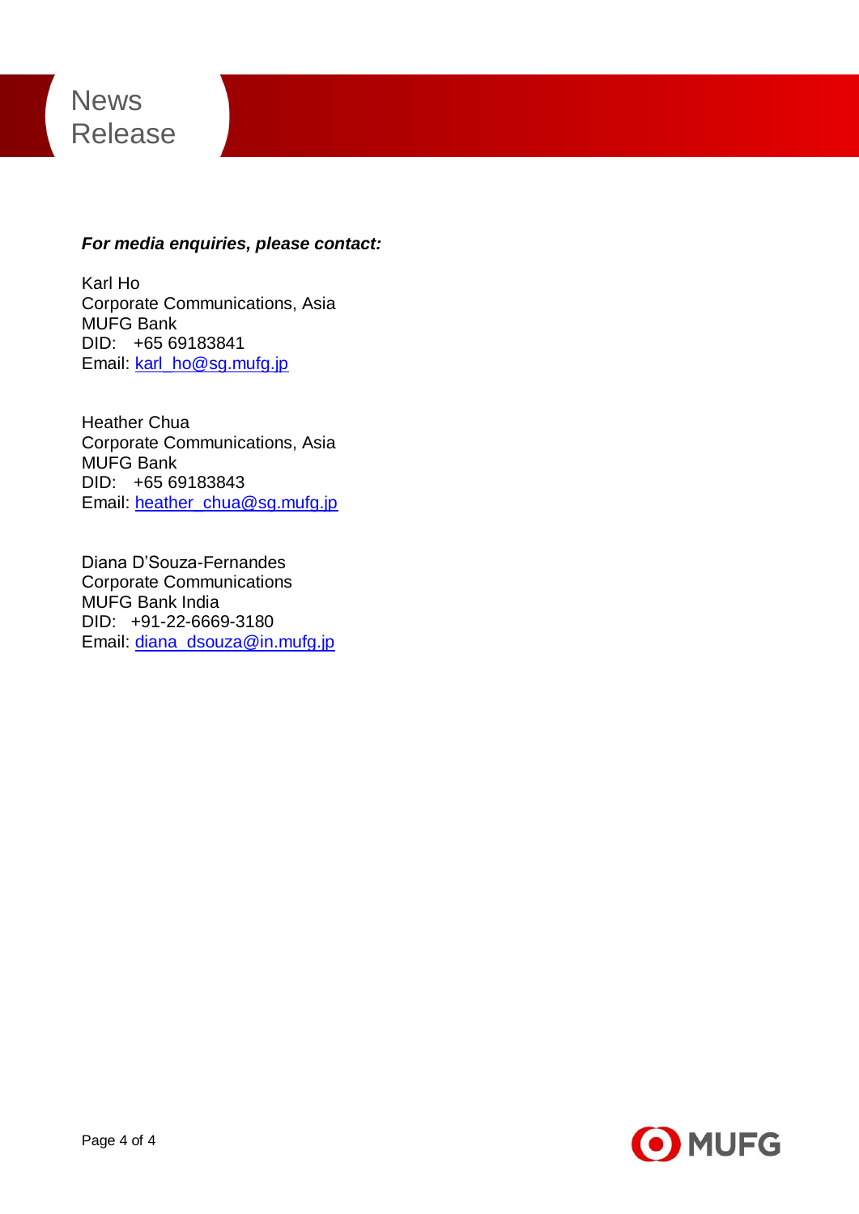***For media enquiries, please contact:***

Karl Ho
Corporate Communications, Asia
MUFG Bank
DID: +65 69183841
Email: karl_ho@sg.mufg.jp

Heather Chua
Corporate Communications, Asia
MUFG Bank
DID: +65 69183843
Email: heather_chua@sg.mufg.jp

Diana D'Souza-Fernandes
Corporate Communications
MUFG Bank India
DID: +91-22-6669-3180
Email: diana_dsouza@in.mufg.jp